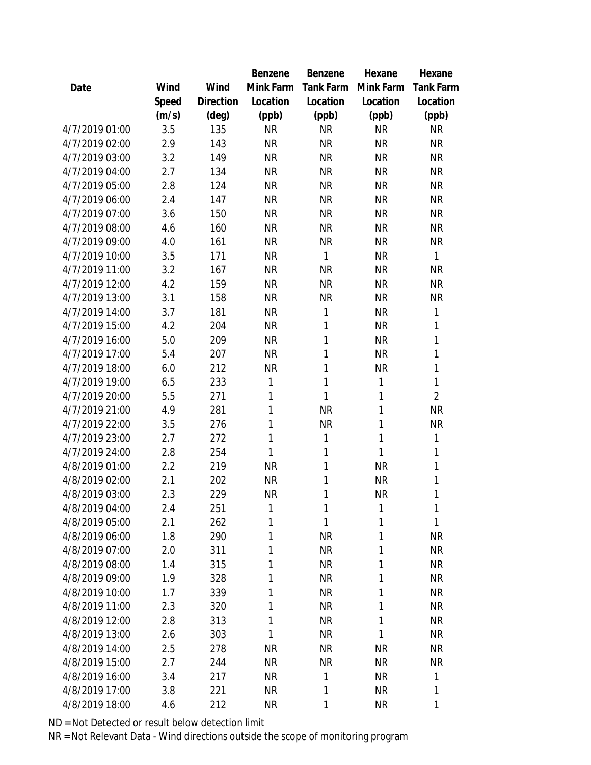| Date | Wind Speed (m/s) | Wind Direction (deg) | Benzene Mink Farm Location (ppb) | Benzene Tank Farm Location (ppb) | Hexane Mink Farm Location (ppb) | Hexane Tank Farm Location (ppb) |
|---|---|---|---|---|---|---|
| 4/7/2019 01:00 | 3.5 | 135 | NR | NR | NR | NR |
| 4/7/2019 02:00 | 2.9 | 143 | NR | NR | NR | NR |
| 4/7/2019 03:00 | 3.2 | 149 | NR | NR | NR | NR |
| 4/7/2019 04:00 | 2.7 | 134 | NR | NR | NR | NR |
| 4/7/2019 05:00 | 2.8 | 124 | NR | NR | NR | NR |
| 4/7/2019 06:00 | 2.4 | 147 | NR | NR | NR | NR |
| 4/7/2019 07:00 | 3.6 | 150 | NR | NR | NR | NR |
| 4/7/2019 08:00 | 4.6 | 160 | NR | NR | NR | NR |
| 4/7/2019 09:00 | 4.0 | 161 | NR | NR | NR | NR |
| 4/7/2019 10:00 | 3.5 | 171 | NR | 1 | NR | 1 |
| 4/7/2019 11:00 | 3.2 | 167 | NR | NR | NR | NR |
| 4/7/2019 12:00 | 4.2 | 159 | NR | NR | NR | NR |
| 4/7/2019 13:00 | 3.1 | 158 | NR | NR | NR | NR |
| 4/7/2019 14:00 | 3.7 | 181 | NR | 1 | NR | 1 |
| 4/7/2019 15:00 | 4.2 | 204 | NR | 1 | NR | 1 |
| 4/7/2019 16:00 | 5.0 | 209 | NR | 1 | NR | 1 |
| 4/7/2019 17:00 | 5.4 | 207 | NR | 1 | NR | 1 |
| 4/7/2019 18:00 | 6.0 | 212 | NR | 1 | NR | 1 |
| 4/7/2019 19:00 | 6.5 | 233 | 1 | 1 | 1 | 1 |
| 4/7/2019 20:00 | 5.5 | 271 | 1 | 1 | 1 | 2 |
| 4/7/2019 21:00 | 4.9 | 281 | 1 | NR | 1 | NR |
| 4/7/2019 22:00 | 3.5 | 276 | 1 | NR | 1 | NR |
| 4/7/2019 23:00 | 2.7 | 272 | 1 | 1 | 1 | 1 |
| 4/7/2019 24:00 | 2.8 | 254 | 1 | 1 | 1 | 1 |
| 4/8/2019 01:00 | 2.2 | 219 | NR | 1 | NR | 1 |
| 4/8/2019 02:00 | 2.1 | 202 | NR | 1 | NR | 1 |
| 4/8/2019 03:00 | 2.3 | 229 | NR | 1 | NR | 1 |
| 4/8/2019 04:00 | 2.4 | 251 | 1 | 1 | 1 | 1 |
| 4/8/2019 05:00 | 2.1 | 262 | 1 | 1 | 1 | 1 |
| 4/8/2019 06:00 | 1.8 | 290 | 1 | NR | 1 | NR |
| 4/8/2019 07:00 | 2.0 | 311 | 1 | NR | 1 | NR |
| 4/8/2019 08:00 | 1.4 | 315 | 1 | NR | 1 | NR |
| 4/8/2019 09:00 | 1.9 | 328 | 1 | NR | 1 | NR |
| 4/8/2019 10:00 | 1.7 | 339 | 1 | NR | 1 | NR |
| 4/8/2019 11:00 | 2.3 | 320 | 1 | NR | 1 | NR |
| 4/8/2019 12:00 | 2.8 | 313 | 1 | NR | 1 | NR |
| 4/8/2019 13:00 | 2.6 | 303 | 1 | NR | 1 | NR |
| 4/8/2019 14:00 | 2.5 | 278 | NR | NR | NR | NR |
| 4/8/2019 15:00 | 2.7 | 244 | NR | NR | NR | NR |
| 4/8/2019 16:00 | 3.4 | 217 | NR | 1 | NR | 1 |
| 4/8/2019 17:00 | 3.8 | 221 | NR | 1 | NR | 1 |
| 4/8/2019 18:00 | 4.6 | 212 | NR | 1 | NR | 1 |

ND = Not Detected or result below detection limit

NR = Not Relevant Data - Wind directions outside the scope of monitoring program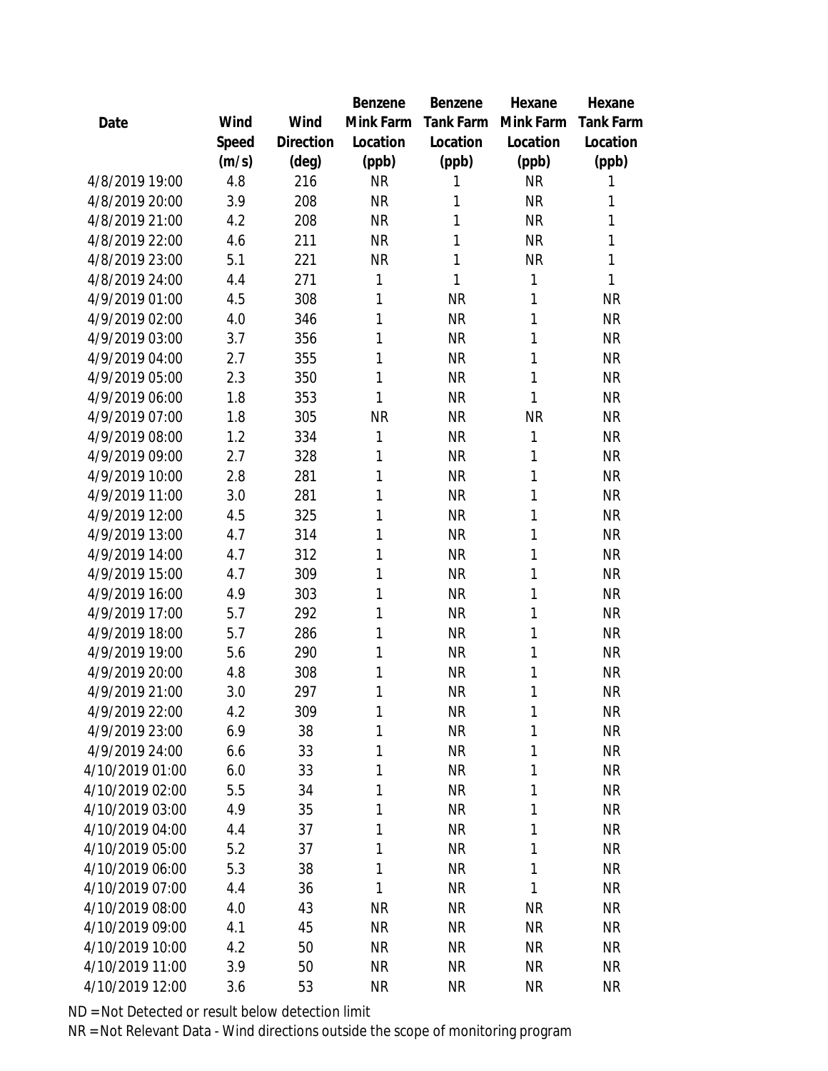| Date | Wind Speed (m/s) | Wind Direction (deg) | Benzene Mink Farm Location (ppb) | Benzene Tank Farm Location (ppb) | Hexane Mink Farm Location (ppb) | Hexane Tank Farm Location (ppb) |
|---|---|---|---|---|---|---|
| 4/8/2019 19:00 | 4.8 | 216 | NR | 1 | NR | 1 |
| 4/8/2019 20:00 | 3.9 | 208 | NR | 1 | NR | 1 |
| 4/8/2019 21:00 | 4.2 | 208 | NR | 1 | NR | 1 |
| 4/8/2019 22:00 | 4.6 | 211 | NR | 1 | NR | 1 |
| 4/8/2019 23:00 | 5.1 | 221 | NR | 1 | NR | 1 |
| 4/8/2019 24:00 | 4.4 | 271 | 1 | 1 | 1 | 1 |
| 4/9/2019 01:00 | 4.5 | 308 | 1 | NR | 1 | NR |
| 4/9/2019 02:00 | 4.0 | 346 | 1 | NR | 1 | NR |
| 4/9/2019 03:00 | 3.7 | 356 | 1 | NR | 1 | NR |
| 4/9/2019 04:00 | 2.7 | 355 | 1 | NR | 1 | NR |
| 4/9/2019 05:00 | 2.3 | 350 | 1 | NR | 1 | NR |
| 4/9/2019 06:00 | 1.8 | 353 | 1 | NR | 1 | NR |
| 4/9/2019 07:00 | 1.8 | 305 | NR | NR | NR | NR |
| 4/9/2019 08:00 | 1.2 | 334 | 1 | NR | 1 | NR |
| 4/9/2019 09:00 | 2.7 | 328 | 1 | NR | 1 | NR |
| 4/9/2019 10:00 | 2.8 | 281 | 1 | NR | 1 | NR |
| 4/9/2019 11:00 | 3.0 | 281 | 1 | NR | 1 | NR |
| 4/9/2019 12:00 | 4.5 | 325 | 1 | NR | 1 | NR |
| 4/9/2019 13:00 | 4.7 | 314 | 1 | NR | 1 | NR |
| 4/9/2019 14:00 | 4.7 | 312 | 1 | NR | 1 | NR |
| 4/9/2019 15:00 | 4.7 | 309 | 1 | NR | 1 | NR |
| 4/9/2019 16:00 | 4.9 | 303 | 1 | NR | 1 | NR |
| 4/9/2019 17:00 | 5.7 | 292 | 1 | NR | 1 | NR |
| 4/9/2019 18:00 | 5.7 | 286 | 1 | NR | 1 | NR |
| 4/9/2019 19:00 | 5.6 | 290 | 1 | NR | 1 | NR |
| 4/9/2019 20:00 | 4.8 | 308 | 1 | NR | 1 | NR |
| 4/9/2019 21:00 | 3.0 | 297 | 1 | NR | 1 | NR |
| 4/9/2019 22:00 | 4.2 | 309 | 1 | NR | 1 | NR |
| 4/9/2019 23:00 | 6.9 | 38 | 1 | NR | 1 | NR |
| 4/9/2019 24:00 | 6.6 | 33 | 1 | NR | 1 | NR |
| 4/10/2019 01:00 | 6.0 | 33 | 1 | NR | 1 | NR |
| 4/10/2019 02:00 | 5.5 | 34 | 1 | NR | 1 | NR |
| 4/10/2019 03:00 | 4.9 | 35 | 1 | NR | 1 | NR |
| 4/10/2019 04:00 | 4.4 | 37 | 1 | NR | 1 | NR |
| 4/10/2019 05:00 | 5.2 | 37 | 1 | NR | 1 | NR |
| 4/10/2019 06:00 | 5.3 | 38 | 1 | NR | 1 | NR |
| 4/10/2019 07:00 | 4.4 | 36 | 1 | NR | 1 | NR |
| 4/10/2019 08:00 | 4.0 | 43 | NR | NR | NR | NR |
| 4/10/2019 09:00 | 4.1 | 45 | NR | NR | NR | NR |
| 4/10/2019 10:00 | 4.2 | 50 | NR | NR | NR | NR |
| 4/10/2019 11:00 | 3.9 | 50 | NR | NR | NR | NR |
| 4/10/2019 12:00 | 3.6 | 53 | NR | NR | NR | NR |

ND = Not Detected or result below detection limit

NR = Not Relevant Data - Wind directions outside the scope of monitoring program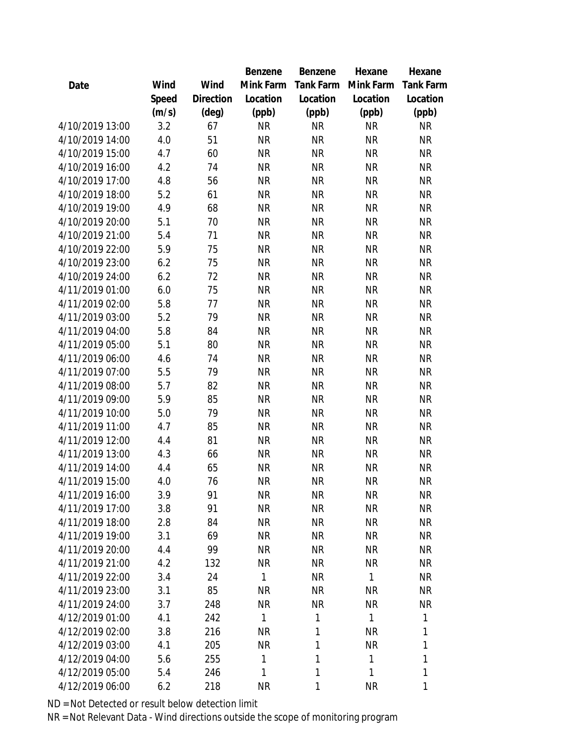| Date | Wind Speed (m/s) | Wind Direction (deg) | Benzene Mink Farm Location (ppb) | Benzene Tank Farm Location (ppb) | Hexane Mink Farm Location (ppb) | Hexane Tank Farm Location (ppb) |
|---|---|---|---|---|---|---|
| 4/10/2019 13:00 | 3.2 | 67 | NR | NR | NR | NR |
| 4/10/2019 14:00 | 4.0 | 51 | NR | NR | NR | NR |
| 4/10/2019 15:00 | 4.7 | 60 | NR | NR | NR | NR |
| 4/10/2019 16:00 | 4.2 | 74 | NR | NR | NR | NR |
| 4/10/2019 17:00 | 4.8 | 56 | NR | NR | NR | NR |
| 4/10/2019 18:00 | 5.2 | 61 | NR | NR | NR | NR |
| 4/10/2019 19:00 | 4.9 | 68 | NR | NR | NR | NR |
| 4/10/2019 20:00 | 5.1 | 70 | NR | NR | NR | NR |
| 4/10/2019 21:00 | 5.4 | 71 | NR | NR | NR | NR |
| 4/10/2019 22:00 | 5.9 | 75 | NR | NR | NR | NR |
| 4/10/2019 23:00 | 6.2 | 75 | NR | NR | NR | NR |
| 4/10/2019 24:00 | 6.2 | 72 | NR | NR | NR | NR |
| 4/11/2019 01:00 | 6.0 | 75 | NR | NR | NR | NR |
| 4/11/2019 02:00 | 5.8 | 77 | NR | NR | NR | NR |
| 4/11/2019 03:00 | 5.2 | 79 | NR | NR | NR | NR |
| 4/11/2019 04:00 | 5.8 | 84 | NR | NR | NR | NR |
| 4/11/2019 05:00 | 5.1 | 80 | NR | NR | NR | NR |
| 4/11/2019 06:00 | 4.6 | 74 | NR | NR | NR | NR |
| 4/11/2019 07:00 | 5.5 | 79 | NR | NR | NR | NR |
| 4/11/2019 08:00 | 5.7 | 82 | NR | NR | NR | NR |
| 4/11/2019 09:00 | 5.9 | 85 | NR | NR | NR | NR |
| 4/11/2019 10:00 | 5.0 | 79 | NR | NR | NR | NR |
| 4/11/2019 11:00 | 4.7 | 85 | NR | NR | NR | NR |
| 4/11/2019 12:00 | 4.4 | 81 | NR | NR | NR | NR |
| 4/11/2019 13:00 | 4.3 | 66 | NR | NR | NR | NR |
| 4/11/2019 14:00 | 4.4 | 65 | NR | NR | NR | NR |
| 4/11/2019 15:00 | 4.0 | 76 | NR | NR | NR | NR |
| 4/11/2019 16:00 | 3.9 | 91 | NR | NR | NR | NR |
| 4/11/2019 17:00 | 3.8 | 91 | NR | NR | NR | NR |
| 4/11/2019 18:00 | 2.8 | 84 | NR | NR | NR | NR |
| 4/11/2019 19:00 | 3.1 | 69 | NR | NR | NR | NR |
| 4/11/2019 20:00 | 4.4 | 99 | NR | NR | NR | NR |
| 4/11/2019 21:00 | 4.2 | 132 | NR | NR | NR | NR |
| 4/11/2019 22:00 | 3.4 | 24 | 1 | NR | 1 | NR |
| 4/11/2019 23:00 | 3.1 | 85 | NR | NR | NR | NR |
| 4/11/2019 24:00 | 3.7 | 248 | NR | NR | NR | NR |
| 4/12/2019 01:00 | 4.1 | 242 | 1 | 1 | 1 | 1 |
| 4/12/2019 02:00 | 3.8 | 216 | NR | 1 | NR | 1 |
| 4/12/2019 03:00 | 4.1 | 205 | NR | 1 | NR | 1 |
| 4/12/2019 04:00 | 5.6 | 255 | 1 | 1 | 1 | 1 |
| 4/12/2019 05:00 | 5.4 | 246 | 1 | 1 | 1 | 1 |
| 4/12/2019 06:00 | 6.2 | 218 | NR | 1 | NR | 1 |

ND = Not Detected or result below detection limit
NR = Not Relevant Data - Wind directions outside the scope of monitoring program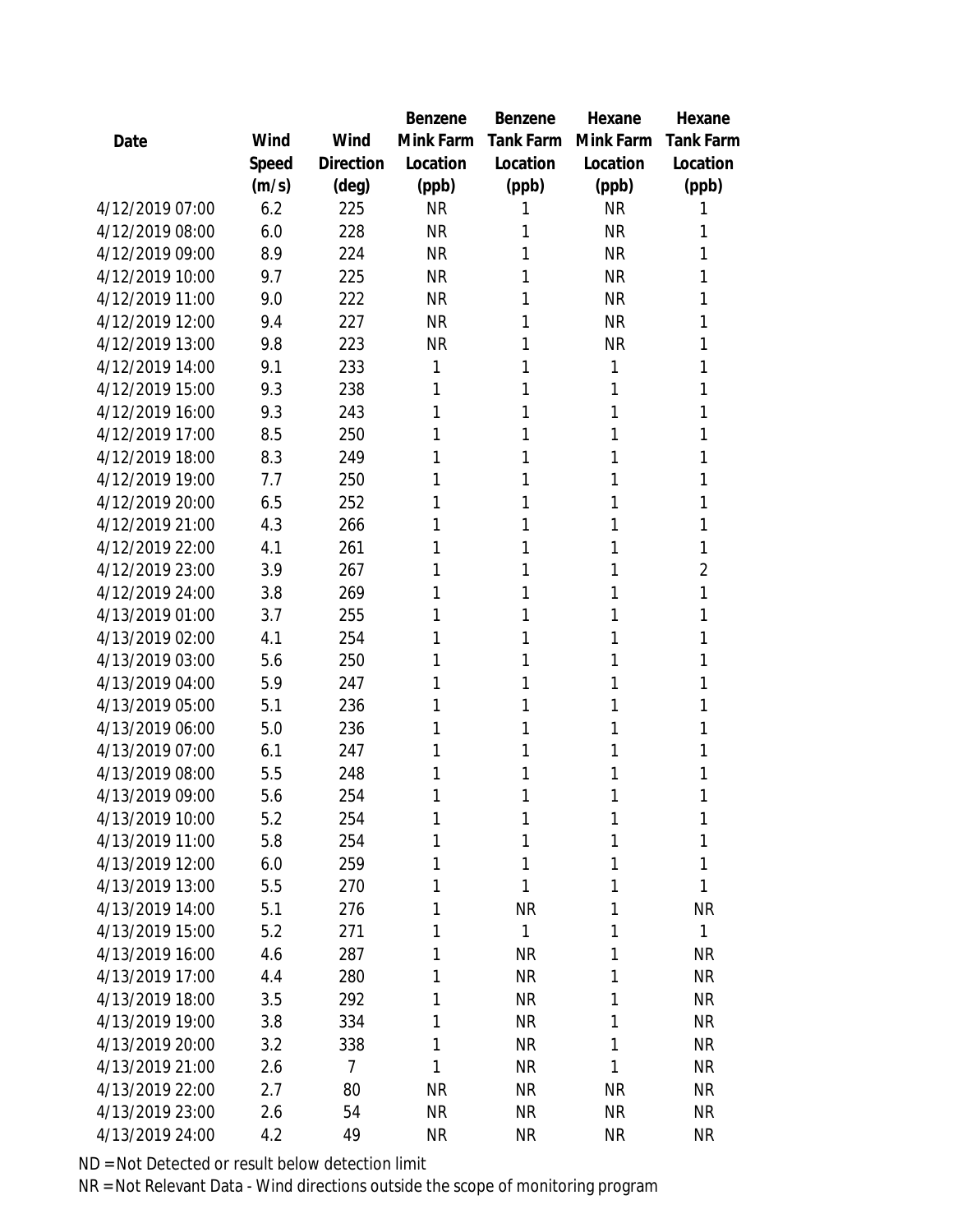| Date | Wind Speed (m/s) | Wind Direction (deg) | Benzene Mink Farm Location (ppb) | Benzene Tank Farm Location (ppb) | Hexane Mink Farm Location (ppb) | Hexane Tank Farm Location (ppb) |
|---|---|---|---|---|---|---|
| 4/12/2019 07:00 | 6.2 | 225 | NR | 1 | NR | 1 |
| 4/12/2019 08:00 | 6.0 | 228 | NR | 1 | NR | 1 |
| 4/12/2019 09:00 | 8.9 | 224 | NR | 1 | NR | 1 |
| 4/12/2019 10:00 | 9.7 | 225 | NR | 1 | NR | 1 |
| 4/12/2019 11:00 | 9.0 | 222 | NR | 1 | NR | 1 |
| 4/12/2019 12:00 | 9.4 | 227 | NR | 1 | NR | 1 |
| 4/12/2019 13:00 | 9.8 | 223 | NR | 1 | NR | 1 |
| 4/12/2019 14:00 | 9.1 | 233 | 1 | 1 | 1 | 1 |
| 4/12/2019 15:00 | 9.3 | 238 | 1 | 1 | 1 | 1 |
| 4/12/2019 16:00 | 9.3 | 243 | 1 | 1 | 1 | 1 |
| 4/12/2019 17:00 | 8.5 | 250 | 1 | 1 | 1 | 1 |
| 4/12/2019 18:00 | 8.3 | 249 | 1 | 1 | 1 | 1 |
| 4/12/2019 19:00 | 7.7 | 250 | 1 | 1 | 1 | 1 |
| 4/12/2019 20:00 | 6.5 | 252 | 1 | 1 | 1 | 1 |
| 4/12/2019 21:00 | 4.3 | 266 | 1 | 1 | 1 | 1 |
| 4/12/2019 22:00 | 4.1 | 261 | 1 | 1 | 1 | 1 |
| 4/12/2019 23:00 | 3.9 | 267 | 1 | 1 | 1 | 2 |
| 4/12/2019 24:00 | 3.8 | 269 | 1 | 1 | 1 | 1 |
| 4/13/2019 01:00 | 3.7 | 255 | 1 | 1 | 1 | 1 |
| 4/13/2019 02:00 | 4.1 | 254 | 1 | 1 | 1 | 1 |
| 4/13/2019 03:00 | 5.6 | 250 | 1 | 1 | 1 | 1 |
| 4/13/2019 04:00 | 5.9 | 247 | 1 | 1 | 1 | 1 |
| 4/13/2019 05:00 | 5.1 | 236 | 1 | 1 | 1 | 1 |
| 4/13/2019 06:00 | 5.0 | 236 | 1 | 1 | 1 | 1 |
| 4/13/2019 07:00 | 6.1 | 247 | 1 | 1 | 1 | 1 |
| 4/13/2019 08:00 | 5.5 | 248 | 1 | 1 | 1 | 1 |
| 4/13/2019 09:00 | 5.6 | 254 | 1 | 1 | 1 | 1 |
| 4/13/2019 10:00 | 5.2 | 254 | 1 | 1 | 1 | 1 |
| 4/13/2019 11:00 | 5.8 | 254 | 1 | 1 | 1 | 1 |
| 4/13/2019 12:00 | 6.0 | 259 | 1 | 1 | 1 | 1 |
| 4/13/2019 13:00 | 5.5 | 270 | 1 | 1 | 1 | 1 |
| 4/13/2019 14:00 | 5.1 | 276 | 1 | NR | 1 | NR |
| 4/13/2019 15:00 | 5.2 | 271 | 1 | 1 | 1 | 1 |
| 4/13/2019 16:00 | 4.6 | 287 | 1 | NR | 1 | NR |
| 4/13/2019 17:00 | 4.4 | 280 | 1 | NR | 1 | NR |
| 4/13/2019 18:00 | 3.5 | 292 | 1 | NR | 1 | NR |
| 4/13/2019 19:00 | 3.8 | 334 | 1 | NR | 1 | NR |
| 4/13/2019 20:00 | 3.2 | 338 | 1 | NR | 1 | NR |
| 4/13/2019 21:00 | 2.6 | 7 | 1 | NR | 1 | NR |
| 4/13/2019 22:00 | 2.7 | 80 | NR | NR | NR | NR |
| 4/13/2019 23:00 | 2.6 | 54 | NR | NR | NR | NR |
| 4/13/2019 24:00 | 4.2 | 49 | NR | NR | NR | NR |

ND = Not Detected or result below detection limit

NR = Not Relevant Data - Wind directions outside the scope of monitoring program